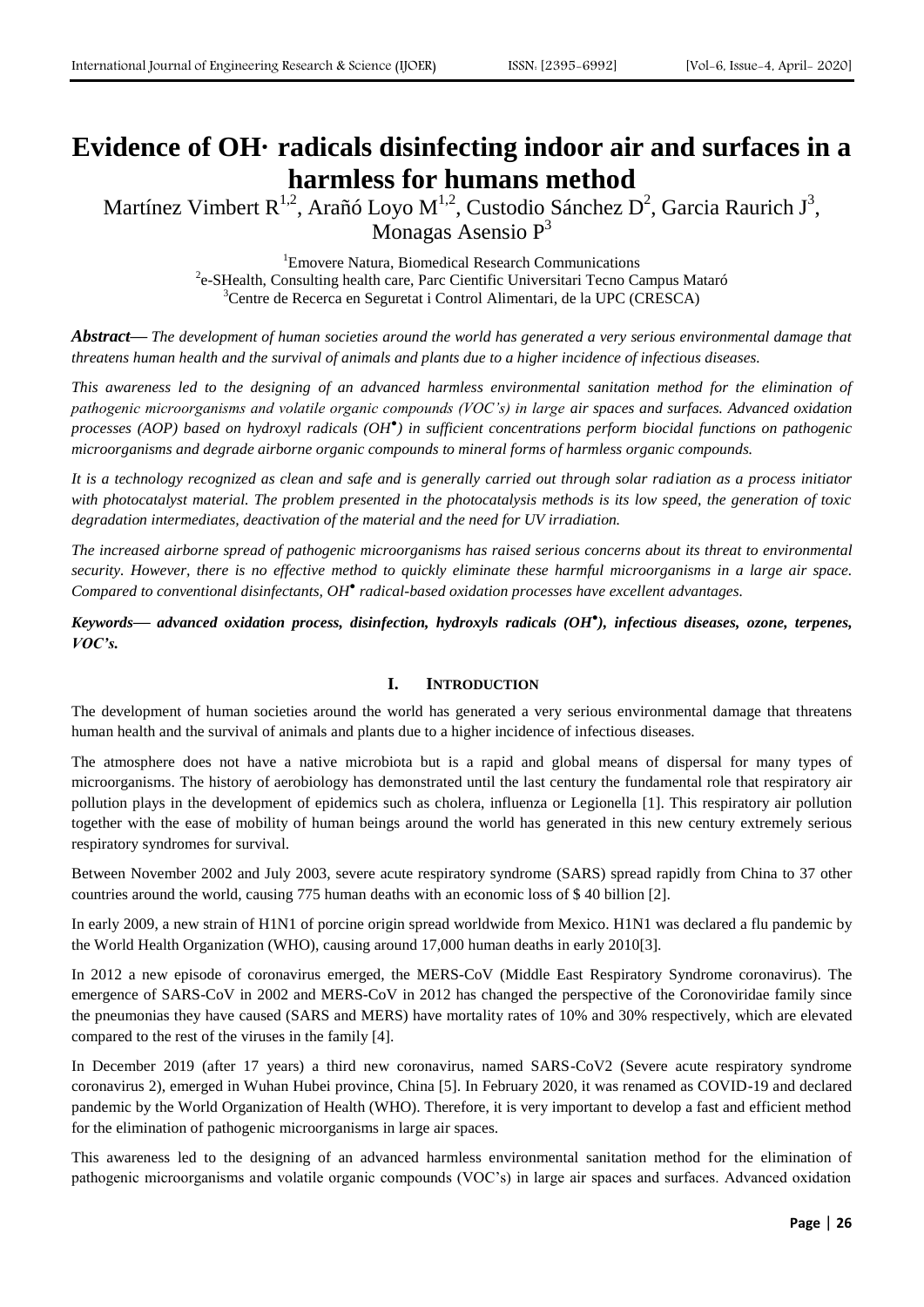# Evidence of OH· radicals disinfecting indoor air and surfaces in a harmless for humans method

Martínez Vimbert R[1,2], Arañó Loyo M[1,2], Custodio Sánchez D[2], Garcia Raurich J[3], Monagas Asensio P[3]

[1]Emovere Natura, Biomedical Research Communications
[2]e-SHealth, Consulting health care, Parc Cientific Universitari Tecno Campus Mataró
[3]Centre de Recerca en Seguretat i Control Alimentari, de la UPC (CRESCA)

***Abstract*****—** *The development of human societies around the world has generated a very serious environmental damage that threatens human health and the survival of animals and plants due to a higher incidence of infectious diseases.*

*This awareness led to the designing of an advanced harmless environmental sanitation method for the elimination of pathogenic microorganisms and volatile organic compounds (VOC's) in large air spaces and surfaces. Advanced oxidation processes (AOP) based on hydroxyl radicals (OH•) in sufficient concentrations perform biocidal functions on pathogenic microorganisms and degrade airborne organic compounds to mineral forms of harmless organic compounds.*

*It is a technology recognized as clean and safe and is generally carried out through solar radiation as a process initiator with photocatalyst material. The problem presented in the photocatalysis methods is its low speed, the generation of toxic degradation intermediates, deactivation of the material and the need for UV irradiation.*

*The increased airborne spread of pathogenic microorganisms has raised serious concerns about its threat to environmental security. However, there is no effective method to quickly eliminate these harmful microorganisms in a large air space. Compared to conventional disinfectants, OH• radical-based oxidation processes have excellent advantages.*

***Keywords— advanced oxidation process, disinfection, hydroxyls radicals (OH•), infectious diseases, ozone, terpenes, VOC's.***

## I. INTRODUCTION

The development of human societies around the world has generated a very serious environmental damage that threatens human health and the survival of animals and plants due to a higher incidence of infectious diseases.

The atmosphere does not have a native microbiota but is a rapid and global means of dispersal for many types of microorganisms. The history of aerobiology has demonstrated until the last century the fundamental role that respiratory air pollution plays in the development of epidemics such as cholera, influenza or Legionella [1]. This respiratory air pollution together with the ease of mobility of human beings around the world has generated in this new century extremely serious respiratory syndromes for survival.

Between November 2002 and July 2003, severe acute respiratory syndrome (SARS) spread rapidly from China to 37 other countries around the world, causing 775 human deaths with an economic loss of $ 40 billion [2].

In early 2009, a new strain of H1N1 of porcine origin spread worldwide from Mexico. H1N1 was declared a flu pandemic by the World Health Organization (WHO), causing around 17,000 human deaths in early 2010[3].

In 2012 a new episode of coronavirus emerged, the MERS-CoV (Middle East Respiratory Syndrome coronavirus). The emergence of SARS-CoV in 2002 and MERS-CoV in 2012 has changed the perspective of the Coronoviridae family since the pneumonias they have caused (SARS and MERS) have mortality rates of 10% and 30% respectively, which are elevated compared to the rest of the viruses in the family [4].

In December 2019 (after 17 years) a third new coronavirus, named SARS-CoV2 (Severe acute respiratory syndrome coronavirus 2), emerged in Wuhan Hubei province, China [5]. In February 2020, it was renamed as COVID-19 and declared pandemic by the World Organization of Health (WHO). Therefore, it is very important to develop a fast and efficient method for the elimination of pathogenic microorganisms in large air spaces.

This awareness led to the designing of an advanced harmless environmental sanitation method for the elimination of pathogenic microorganisms and volatile organic compounds (VOC's) in large air spaces and surfaces. Advanced oxidation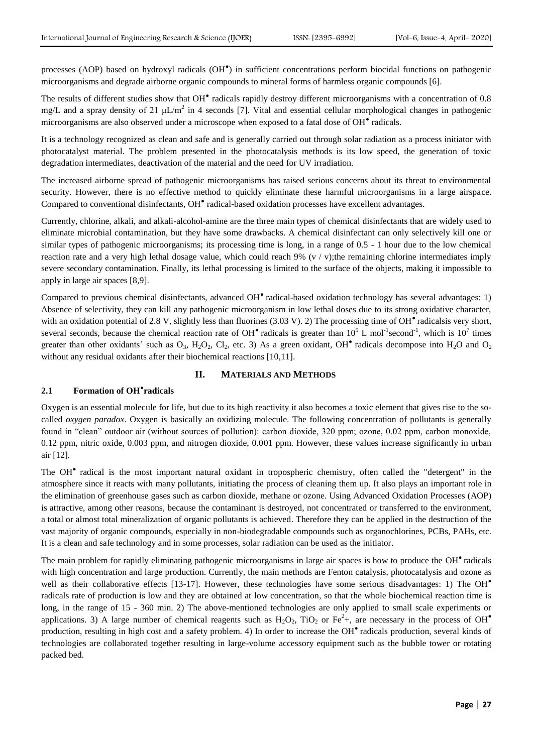processes (AOP) based on hydroxyl radicals ($OH^{\bullet}$) in sufficient concentrations perform biocidal functions on pathogenic microorganisms and degrade airborne organic compounds to mineral forms of harmless organic compounds [6].

The results of different studies show that $OH^{\bullet}$ radicals rapidly destroy different microorganisms with a concentration of 0.8 mg/L and a spray density of 21 $\mu L/m^2$ in 4 seconds [7]. Vital and essential cellular morphological changes in pathogenic microorganisms are also observed under a microscope when exposed to a fatal dose of $OH^{\bullet}$ radicals.

It is a technology recognized as clean and safe and is generally carried out through solar radiation as a process initiator with photocatalyst material. The problem presented in the photocatalysis methods is its low speed, the generation of toxic degradation intermediates, deactivation of the material and the need for UV irradiation.

The increased airborne spread of pathogenic microorganisms has raised serious concerns about its threat to environmental security. However, there is no effective method to quickly eliminate these harmful microorganisms in a large airspace. Compared to conventional disinfectants, $OH^{\bullet}$ radical-based oxidation processes have excellent advantages.

Currently, chlorine, alkali, and alkali-alcohol-amine are the three main types of chemical disinfectants that are widely used to eliminate microbial contamination, but they have some drawbacks. A chemical disinfectant can only selectively kill one or similar types of pathogenic microorganisms; its processing time is long, in a range of 0.5 - 1 hour due to the low chemical reaction rate and a very high lethal dosage value, which could reach 9% (v / v);the remaining chlorine intermediates imply severe secondary contamination. Finally, its lethal processing is limited to the surface of the objects, making it impossible to apply in large air spaces [8,9].

Compared to previous chemical disinfectants, advanced $OH^{\bullet}$ radical-based oxidation technology has several advantages: 1) Absence of selectivity, they can kill any pathogenic microorganism in low lethal doses due to its strong oxidative character, with an oxidation potential of 2.8 V, slightly less than fluorines (3.03 V). 2) The processing time of $OH^{\bullet}$ radicalsis very short, several seconds, because the chemical reaction rate of $OH^{\bullet}$ radicals is greater than $10^9$ L $mol^{-1}second^{-1}$, which is $10^7$ times greater than other oxidants' such as $O_3$, $H_2O_2$, $Cl_2$, etc. 3) As a green oxidant, $OH^{\bullet}$ radicals decompose into $H_2O$ and $O_2$ without any residual oxidants after their biochemical reactions [10,11].

## II. MATERIALS AND METHODS

### 2.1 Formation of $OH^{\bullet}$radicals

Oxygen is an essential molecule for life, but due to its high reactivity it also becomes a toxic element that gives rise to the so-called *oxygen paradox*. Oxygen is basically an oxidizing molecule. The following concentration of pollutants is generally found in "clean" outdoor air (without sources of pollution): carbon dioxide, 320 ppm; ozone, 0.02 ppm, carbon monoxide, 0.12 ppm, nitric oxide, 0.003 ppm, and nitrogen dioxide, 0.001 ppm. However, these values increase significantly in urban air [12].

The $OH^{\bullet}$ radical is the most important natural oxidant in tropospheric chemistry, often called the "detergent" in the atmosphere since it reacts with many pollutants, initiating the process of cleaning them up. It also plays an important role in the elimination of greenhouse gases such as carbon dioxide, methane or ozone. Using Advanced Oxidation Processes (AOP) is attractive, among other reasons, because the contaminant is destroyed, not concentrated or transferred to the environment, a total or almost total mineralization of organic pollutants is achieved. Therefore they can be applied in the destruction of the vast majority of organic compounds, especially in non-biodegradable compounds such as organochlorines, PCBs, PAHs, etc. It is a clean and safe technology and in some processes, solar radiation can be used as the initiator.

The main problem for rapidly eliminating pathogenic microorganisms in large air spaces is how to produce the $OH^{\bullet}$ radicals with high concentration and large production. Currently, the main methods are Fenton catalysis, photocatalysis and ozone as well as their collaborative effects [13-17]. However, these technologies have some serious disadvantages: 1) The $OH^{\bullet}$ radicals rate of production is low and they are obtained at low concentration, so that the whole biochemical reaction time is long, in the range of 15 - 360 min. 2) The above-mentioned technologies are only applied to small scale experiments or applications. 3) A large number of chemical reagents such as $H_2O_2$, $TiO_2$ or $Fe^{2}$+, are necessary in the process of $OH^{\bullet}$ production, resulting in high cost and a safety problem. 4) In order to increase the $OH^{\bullet}$ radicals production, several kinds of technologies are collaborated together resulting in large-volume accessory equipment such as the bubble tower or rotating packed bed.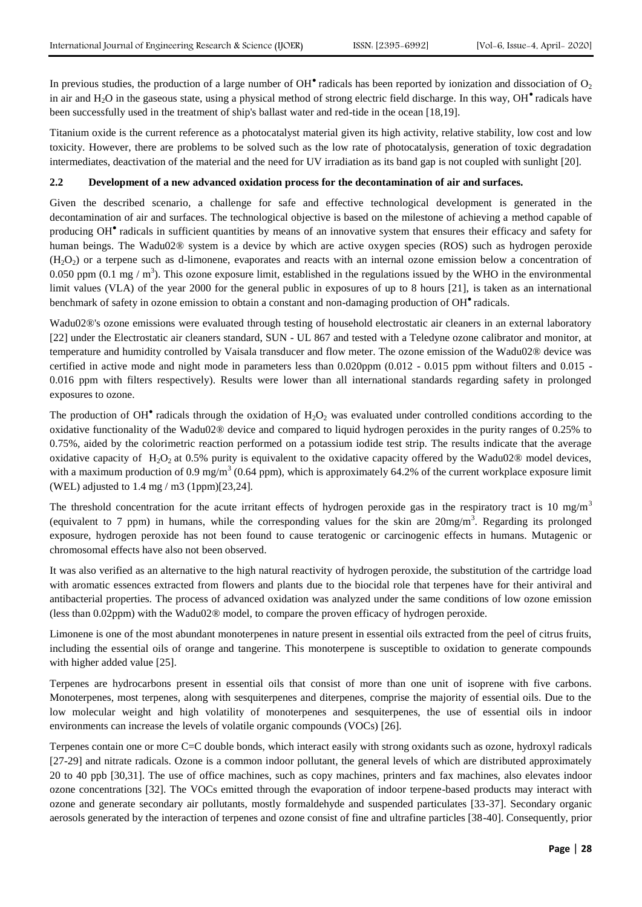In previous studies, the production of a large number of $OH^{\bullet}$ radicals has been reported by ionization and dissociation of $O_2$ in air and $H_2O$ in the gaseous state, using a physical method of strong electric field discharge. In this way, $OH^{\bullet}$ radicals have been successfully used in the treatment of ship's ballast water and red-tide in the ocean [18,19].

Titanium oxide is the current reference as a photocatalyst material given its high activity, relative stability, low cost and low toxicity. However, there are problems to be solved such as the low rate of photocatalysis, generation of toxic degradation intermediates, deactivation of the material and the need for UV irradiation as its band gap is not coupled with sunlight [20].

### 2.2 Development of a new advanced oxidation process for the decontamination of air and surfaces.

Given the described scenario, a challenge for safe and effective technological development is generated in the decontamination of air and surfaces. The technological objective is based on the milestone of achieving a method capable of producing $OH^{\bullet}$ radicals in sufficient quantities by means of an innovative system that ensures their efficacy and safety for human beings. The Wadu02® system is a device by which are active oxygen species (ROS) such as hydrogen peroxide ($H_2O_2$) or a terpene such as d-limonene, evaporates and reacts with an internal ozone emission below a concentration of 0.050 ppm (0.1 mg / $m^3$). This ozone exposure limit, established in the regulations issued by the WHO in the environmental limit values (VLA) of the year 2000 for the general public in exposures of up to 8 hours [21], is taken as an international benchmark of safety in ozone emission to obtain a constant and non-damaging production of $OH^{\bullet}$ radicals.

Wadu02®'s ozone emissions were evaluated through testing of household electrostatic air cleaners in an external laboratory [22] under the Electrostatic air cleaners standard, SUN - UL 867 and tested with a Teledyne ozone calibrator and monitor, at temperature and humidity controlled by Vaisala transducer and flow meter. The ozone emission of the Wadu02® device was certified in active mode and night mode in parameters less than 0.020ppm (0.012 - 0.015 ppm without filters and 0.015 - 0.016 ppm with filters respectively). Results were lower than all international standards regarding safety in prolonged exposures to ozone.

The production of $OH^{\bullet}$ radicals through the oxidation of $H_2O_2$ was evaluated under controlled conditions according to the oxidative functionality of the Wadu02® device and compared to liquid hydrogen peroxides in the purity ranges of 0.25% to 0.75%, aided by the colorimetric reaction performed on a potassium iodide test strip. The results indicate that the average oxidative capacity of $H_2O_2$ at 0.5% purity is equivalent to the oxidative capacity offered by the Wadu02® model devices, with a maximum production of 0.9 mg/$m^3$ (0.64 ppm), which is approximately 64.2% of the current workplace exposure limit (WEL) adjusted to 1.4 mg / m3 (1ppm)[23,24].

The threshold concentration for the acute irritant effects of hydrogen peroxide gas in the respiratory tract is 10 mg/$m^3$ (equivalent to 7 ppm) in humans, while the corresponding values for the skin are 20mg/$m^3$. Regarding its prolonged exposure, hydrogen peroxide has not been found to cause teratogenic or carcinogenic effects in humans. Mutagenic or chromosomal effects have also not been observed.

It was also verified as an alternative to the high natural reactivity of hydrogen peroxide, the substitution of the cartridge load with aromatic essences extracted from flowers and plants due to the biocidal role that terpenes have for their antiviral and antibacterial properties. The process of advanced oxidation was analyzed under the same conditions of low ozone emission (less than 0.02ppm) with the Wadu02® model, to compare the proven efficacy of hydrogen peroxide.

Limonene is one of the most abundant monoterpenes in nature present in essential oils extracted from the peel of citrus fruits, including the essential oils of orange and tangerine. This monoterpene is susceptible to oxidation to generate compounds with higher added value [25].

Terpenes are hydrocarbons present in essential oils that consist of more than one unit of isoprene with five carbons. Monoterpenes, most terpenes, along with sesquiterpenes and diterpenes, comprise the majority of essential oils. Due to the low molecular weight and high volatility of monoterpenes and sesquiterpenes, the use of essential oils in indoor environments can increase the levels of volatile organic compounds (VOCs) [26].

Terpenes contain one or more C=C double bonds, which interact easily with strong oxidants such as ozone, hydroxyl radicals [27-29] and nitrate radicals. Ozone is a common indoor pollutant, the general levels of which are distributed approximately 20 to 40 ppb [30,31]. The use of office machines, such as copy machines, printers and fax machines, also elevates indoor ozone concentrations [32]. The VOCs emitted through the evaporation of indoor terpene-based products may interact with ozone and generate secondary air pollutants, mostly formaldehyde and suspended particulates [33-37]. Secondary organic aerosols generated by the interaction of terpenes and ozone consist of fine and ultrafine particles [38-40]. Consequently, prior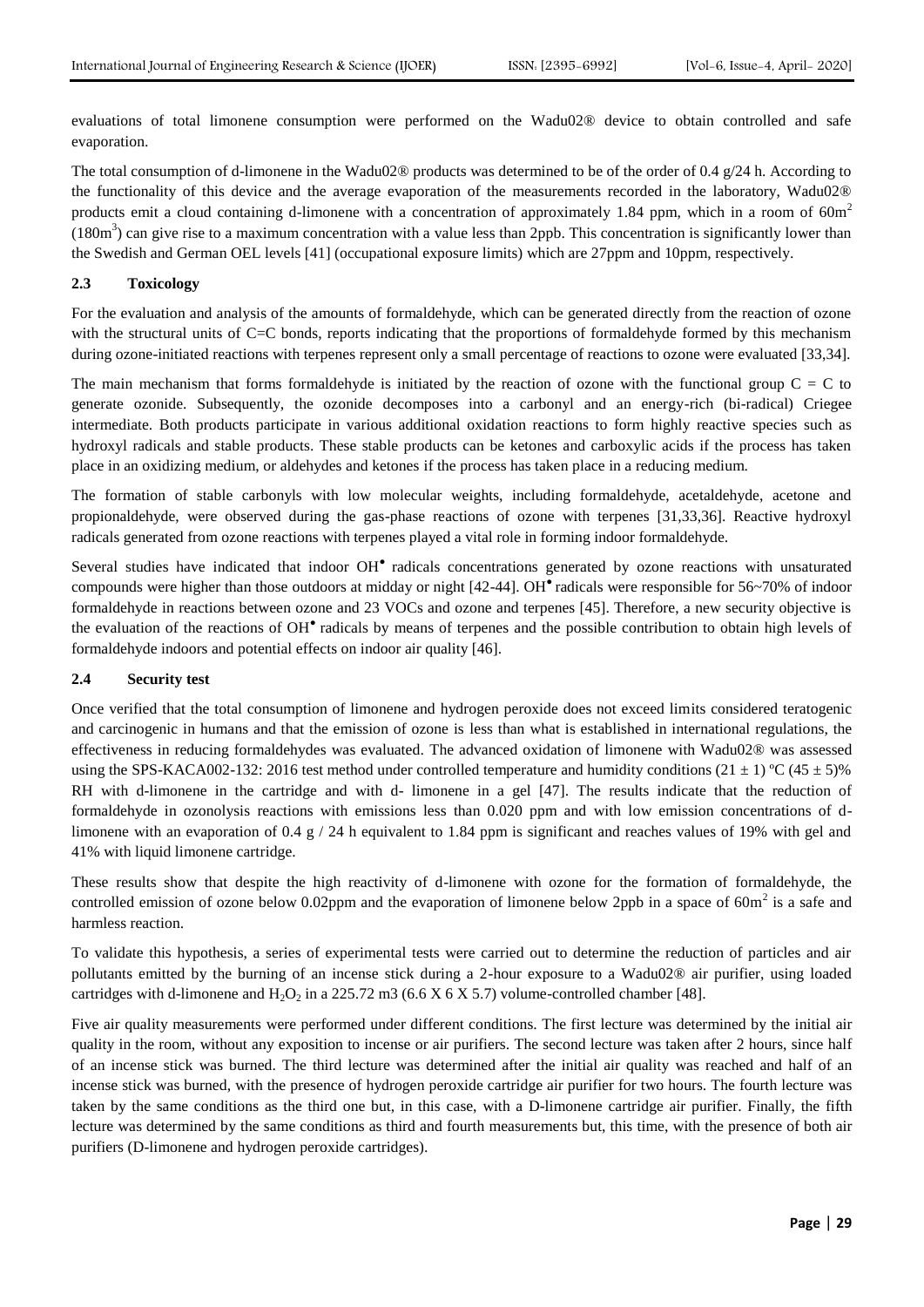evaluations of total limonene consumption were performed on the Wadu02® device to obtain controlled and safe evaporation.

The total consumption of d-limonene in the Wadu02® products was determined to be of the order of 0.4 g/24 h. According to the functionality of this device and the average evaporation of the measurements recorded in the laboratory, Wadu02® products emit a cloud containing d-limonene with a concentration of approximately 1.84 ppm, which in a room of $60m^2$ ($180m^3$) can give rise to a maximum concentration with a value less than 2ppb. This concentration is significantly lower than the Swedish and German OEL levels [41] (occupational exposure limits) which are 27ppm and 10ppm, respectively.

### 2.3 Toxicology

For the evaluation and analysis of the amounts of formaldehyde, which can be generated directly from the reaction of ozone with the structural units of C=C bonds, reports indicating that the proportions of formaldehyde formed by this mechanism during ozone-initiated reactions with terpenes represent only a small percentage of reactions to ozone were evaluated [33,34].

The main mechanism that forms formaldehyde is initiated by the reaction of ozone with the functional group C = C to generate ozonide. Subsequently, the ozonide decomposes into a carbonyl and an energy-rich (bi-radical) Criegee intermediate. Both products participate in various additional oxidation reactions to form highly reactive species such as hydroxyl radicals and stable products. These stable products can be ketones and carboxylic acids if the process has taken place in an oxidizing medium, or aldehydes and ketones if the process has taken place in a reducing medium.

The formation of stable carbonyls with low molecular weights, including formaldehyde, acetaldehyde, acetone and propionaldehyde, were observed during the gas-phase reactions of ozone with terpenes [31,33,36]. Reactive hydroxyl radicals generated from ozone reactions with terpenes played a vital role in forming indoor formaldehyde.

Several studies have indicated that indoor $OH^{\bullet}$ radicals concentrations generated by ozone reactions with unsaturated compounds were higher than those outdoors at midday or night [42-44]. $OH^{\bullet}$ radicals were responsible for 56~70% of indoor formaldehyde in reactions between ozone and 23 VOCs and ozone and terpenes [45]. Therefore, a new security objective is the evaluation of the reactions of $OH^{\bullet}$ radicals by means of terpenes and the possible contribution to obtain high levels of formaldehyde indoors and potential effects on indoor air quality [46].

### 2.4 Security test

Once verified that the total consumption of limonene and hydrogen peroxide does not exceed limits considered teratogenic and carcinogenic in humans and that the emission of ozone is less than what is established in international regulations, the effectiveness in reducing formaldehydes was evaluated. The advanced oxidation of limonene with Wadu02® was assessed using the SPS-KACA002-132: 2016 test method under controlled temperature and humidity conditions (21 ± 1) ºC (45 ± 5)% RH with d-limonene in the cartridge and with d- limonene in a gel [47]. The results indicate that the reduction of formaldehyde in ozonolysis reactions with emissions less than 0.020 ppm and with low emission concentrations of d-limonene with an evaporation of 0.4 g / 24 h equivalent to 1.84 ppm is significant and reaches values of 19% with gel and 41% with liquid limonene cartridge.

These results show that despite the high reactivity of d-limonene with ozone for the formation of formaldehyde, the controlled emission of ozone below 0.02ppm and the evaporation of limonene below 2ppb in a space of $60m^2$ is a safe and harmless reaction.

To validate this hypothesis, a series of experimental tests were carried out to determine the reduction of particles and air pollutants emitted by the burning of an incense stick during a 2-hour exposure to a Wadu02® air purifier, using loaded cartridges with d-limonene and $H_2O_2$ in a 225.72 m3 (6.6 X 6 X 5.7) volume-controlled chamber [48].

Five air quality measurements were performed under different conditions. The first lecture was determined by the initial air quality in the room, without any exposition to incense or air purifiers. The second lecture was taken after 2 hours, since half of an incense stick was burned. The third lecture was determined after the initial air quality was reached and half of an incense stick was burned, with the presence of hydrogen peroxide cartridge air purifier for two hours. The fourth lecture was taken by the same conditions as the third one but, in this case, with a D-limonene cartridge air purifier. Finally, the fifth lecture was determined by the same conditions as third and fourth measurements but, this time, with the presence of both air purifiers (D-limonene and hydrogen peroxide cartridges).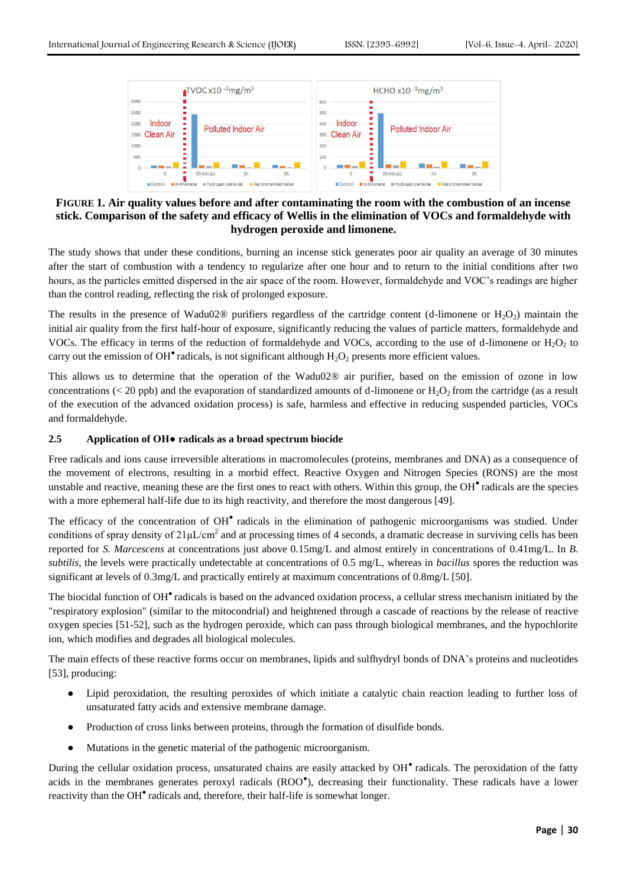**FIGURE 1. Air quality values before and after contaminating the room with the combustion of an incense stick. Comparison of the safety and efficacy of Wellis in the elimination of VOCs and formaldehyde with hydrogen peroxide and limonene.**

The study shows that under these conditions, burning an incense stick generates poor air quality an average of 30 minutes after the start of combustion with a tendency to regularize after one hour and to return to the initial conditions after two hours, as the particles emitted dispersed in the air space of the room. However, formaldehyde and VOC's readings are higher than the control reading, reflecting the risk of prolonged exposure.

The results in the presence of Wadu02® purifiers regardless of the cartridge content (d-limonene or $H_2O_2$) maintain the initial air quality from the first half-hour of exposure, significantly reducing the values of particle matters, formaldehyde and VOCs. The efficacy in terms of the reduction of formaldehyde and VOCs, according to the use of d-limonene or $H_2O_2$ to carry out the emission of $OH^\bullet$ radicals, is not significant although $H_2O_2$ presents more efficient values.

This allows us to determine that the operation of the Wadu02® air purifier, based on the emission of ozone in low concentrations (< 20 ppb) and the evaporation of standardized amounts of d-limonene or $H_2O_2$ from the cartridge (as a result of the execution of the advanced oxidation process) is safe, harmless and effective in reducing suspended particles, VOCs and formaldehyde.

### 2.5 Application of OH● radicals as a broad spectrum biocide

Free radicals and ions cause irreversible alterations in macromolecules (proteins, membranes and DNA) as a consequence of the movement of electrons, resulting in a morbid effect. Reactive Oxygen and Nitrogen Species (RONS) are the most unstable and reactive, meaning these are the first ones to react with others. Within this group, the $OH^\bullet$ radicals are the species with a more ephemeral half-life due to its high reactivity, and therefore the most dangerous [49].

The efficacy of the concentration of $OH^\bullet$ radicals in the elimination of pathogenic microorganisms was studied. Under conditions of spray density of 21µL/cm$^2$ and at processing times of 4 seconds, a dramatic decrease in surviving cells has been reported for *S. Marcescens* at concentrations just above 0.15mg/L and almost entirely in concentrations of 0.41mg/L. In *B. subtilis*, the levels were practically undetectable at concentrations of 0.5 mg/L, whereas in *bacillus* spores the reduction was significant at levels of 0.3mg/L and practically entirely at maximum concentrations of 0.8mg/L [50].

The biocidal function of $OH^\bullet$ radicals is based on the advanced oxidation process, a cellular stress mechanism initiated by the "respiratory explosion" (similar to the mitocondrial) and heightened through a cascade of reactions by the release of reactive oxygen species [51-52], such as the hydrogen peroxide, which can pass through biological membranes, and the hypochlorite ion, which modifies and degrades all biological molecules.

The main effects of these reactive forms occur on membranes, lipids and sulfhydryl bonds of DNA's proteins and nucleotides [53], producing:

- Lipid peroxidation, the resulting peroxides of which initiate a catalytic chain reaction leading to further loss of unsaturated fatty acids and extensive membrane damage.
- Production of cross links between proteins, through the formation of disulfide bonds.
- Mutations in the genetic material of the pathogenic microorganism.

During the cellular oxidation process, unsaturated chains are easily attacked by $OH^\bullet$ radicals. The peroxidation of the fatty acids in the membranes generates peroxyl radicals ($ROO^\bullet$), decreasing their functionality. These radicals have a lower reactivity than the $OH^\bullet$ radicals and, therefore, their half-life is somewhat longer.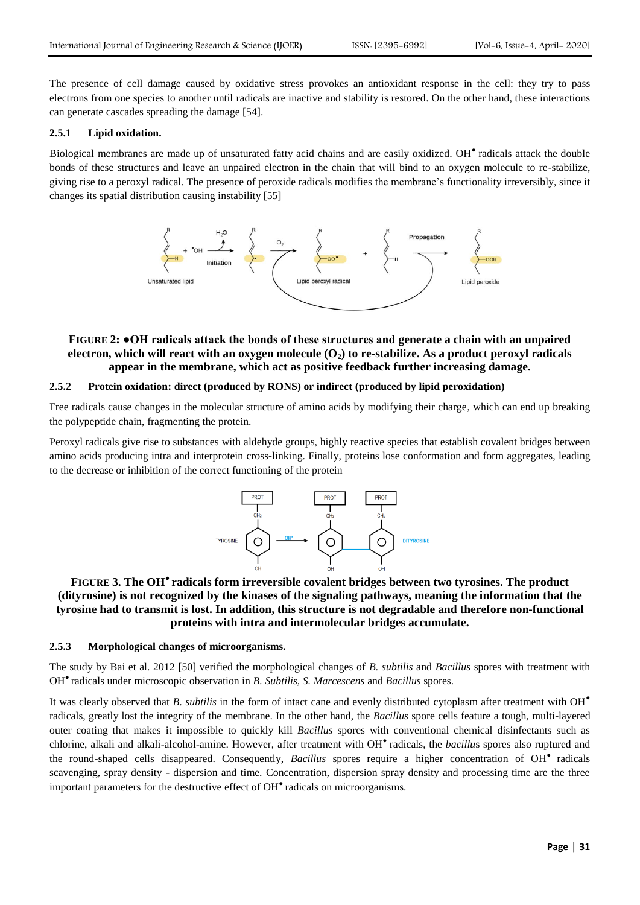The presence of cell damage caused by oxidative stress provokes an antioxidant response in the cell: they try to pass electrons from one species to another until radicals are inactive and stability is restored. On the other hand, these interactions can generate cascades spreading the damage [54].

### 2.5.1 Lipid oxidation.

Biological membranes are made up of unsaturated fatty acid chains and are easily oxidized. $OH^{\bullet}$ radicals attack the double bonds of these structures and leave an unpaired electron in the chain that will bind to an oxygen molecule to re-stabilize, giving rise to a peroxyl radical. The presence of peroxide radicals modifies the membrane's functionality irreversibly, since it changes its spatial distribution causing instability [55]

**FIGURE 2: ●OH radicals attack the bonds of these structures and generate a chain with an unpaired electron, which will react with an oxygen molecule ($O_2$) to re-stabilize. As a product peroxyl radicals appear in the membrane, which act as positive feedback further increasing damage.**

### 2.5.2 Protein oxidation: direct (produced by RONS) or indirect (produced by lipid peroxidation)

Free radicals cause changes in the molecular structure of amino acids by modifying their charge, which can end up breaking the polypeptide chain, fragmenting the protein.

Peroxyl radicals give rise to substances with aldehyde groups, highly reactive species that establish covalent bridges between amino acids producing intra and interprotein cross-linking. Finally, proteins lose conformation and form aggregates, leading to the decrease or inhibition of the correct functioning of the protein

**FIGURE 3. The $OH^{\bullet}$ radicals form irreversible covalent bridges between two tyrosines. The product (dityrosine) is not recognized by the kinases of the signaling pathways, meaning the information that the tyrosine had to transmit is lost. In addition, this structure is not degradable and therefore non-functional proteins with intra and intermolecular bridges accumulate.**

### 2.5.3 Morphological changes of microorganisms.

The study by Bai et al. 2012 [50] verified the morphological changes of *B. subtilis* and *Bacillus* spores with treatment with $OH^{\bullet}$ radicals under microscopic observation in *B. Subtilis, S. Marcescens* and *Bacillus* spores.

It was clearly observed that *B. subtilis* in the form of intact cane and evenly distributed cytoplasm after treatment with $OH^{\bullet}$ radicals, greatly lost the integrity of the membrane. In the other hand, the *Bacillus* spore cells feature a tough, multi-layered outer coating that makes it impossible to quickly kill *Bacillus* spores with conventional chemical disinfectants such as chlorine, alkali and alkali-alcohol-amine. However, after treatment with $OH^{\bullet}$ radicals, the *bacillus* spores also ruptured and the round-shaped cells disappeared. Consequently, *Bacillus* spores require a higher concentration of $OH^{\bullet}$ radicals scavenging, spray density - dispersion and time. Concentration, dispersion spray density and processing time are the three important parameters for the destructive effect of $OH^{\bullet}$ radicals on microorganisms.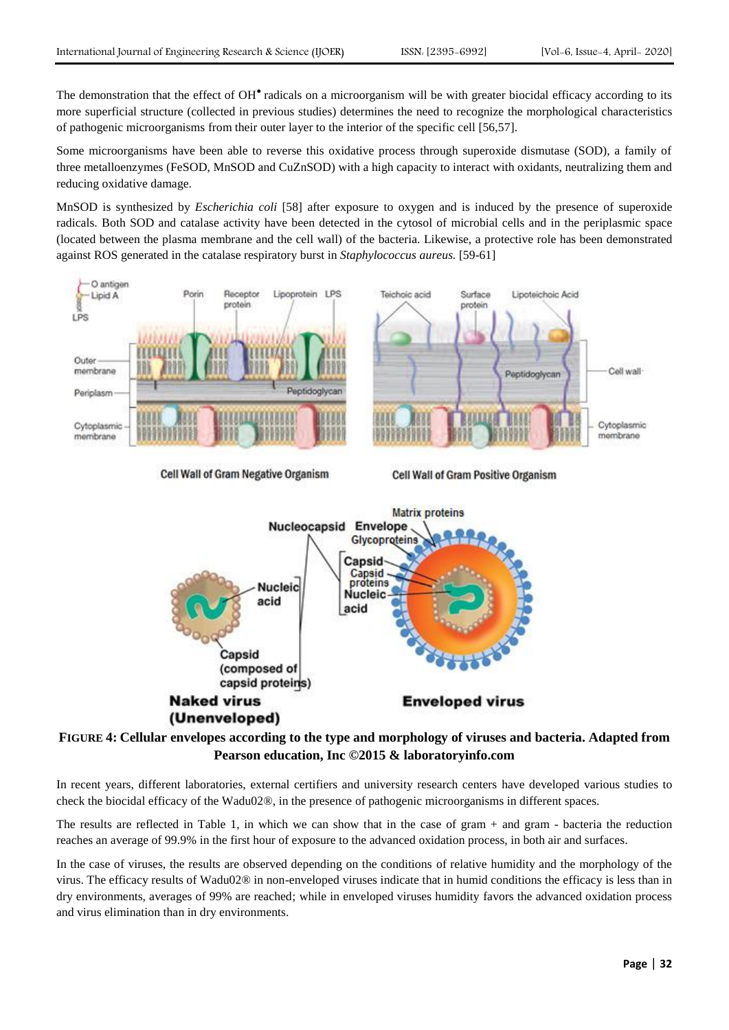The demonstration that the effect of $OH^{\bullet}$ radicals on a microorganism will be with greater biocidal efficacy according to its more superficial structure (collected in previous studies) determines the need to recognize the morphological characteristics of pathogenic microorganisms from their outer layer to the interior of the specific cell [56,57].

Some microorganisms have been able to reverse this oxidative process through superoxide dismutase (SOD), a family of three metalloenzymes (FeSOD, MnSOD and CuZnSOD) with a high capacity to interact with oxidants, neutralizing them and reducing oxidative damage.

MnSOD is synthesized by *Escherichia coli* [58] after exposure to oxygen and is induced by the presence of superoxide radicals. Both SOD and catalase activity have been detected in the cytosol of microbial cells and in the periplasmic space (located between the plasma membrane and the cell wall) of the bacteria. Likewise, a protective role has been demonstrated against ROS generated in the catalase respiratory burst in *Staphylococcus aureus.* [59-61]

**FIGURE 4: Cellular envelopes according to the type and morphology of viruses and bacteria. Adapted from Pearson education, Inc ©2015 & laboratoryinfo.com**

In recent years, different laboratories, external certifiers and university research centers have developed various studies to check the biocidal efficacy of the Wadu02®, in the presence of pathogenic microorganisms in different spaces.

The results are reflected in Table 1, in which we can show that in the case of gram + and gram - bacteria the reduction reaches an average of 99.9% in the first hour of exposure to the advanced oxidation process, in both air and surfaces.

In the case of viruses, the results are observed depending on the conditions of relative humidity and the morphology of the virus. The efficacy results of Wadu02® in non-enveloped viruses indicate that in humid conditions the efficacy is less than in dry environments, averages of 99% are reached; while in enveloped viruses humidity favors the advanced oxidation process and virus elimination than in dry environments.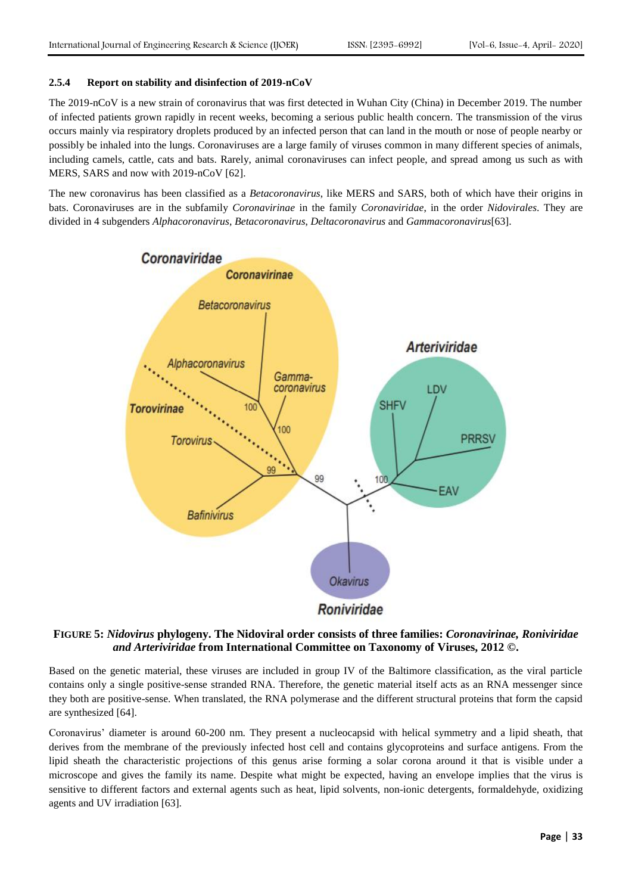### 2.5.4 Report on stability and disinfection of 2019-nCoV

The 2019-nCoV is a new strain of coronavirus that was first detected in Wuhan City (China) in December 2019. The number of infected patients grown rapidly in recent weeks, becoming a serious public health concern. The transmission of the virus occurs mainly via respiratory droplets produced by an infected person that can land in the mouth or nose of people nearby or possibly be inhaled into the lungs. Coronaviruses are a large family of viruses common in many different species of animals, including camels, cattle, cats and bats. Rarely, animal coronaviruses can infect people, and spread among us such as with MERS, SARS and now with 2019-nCoV [62].

The new coronavirus has been classified as a *Betacoronavirus*, like MERS and SARS, both of which have their origins in bats. Coronaviruses are in the subfamily *Coronavirinae* in the family *Coronaviridae*, in the order *Nidovirales*. They are divided in 4 subgenders *Alphacoronavirus*, *Betacoronavirus*, *Deltacoronavirus* and *Gammacoronavirus*[63].

**FIGURE 5:** ***Nidovirus*** **phylogeny. The Nidoviral order consists of three families:** ***Coronavirinae, Roniviridae and Arteriviridae*** **from International Committee on Taxonomy of Viruses, 2012 ©.**

Based on the genetic material, these viruses are included in group IV of the Baltimore classification, as the viral particle contains only a single positive-sense stranded RNA. Therefore, the genetic material itself acts as an RNA messenger since they both are positive-sense. When translated, the RNA polymerase and the different structural proteins that form the capsid are synthesized [64].

Coronavirus' diameter is around 60-200 nm. They present a nucleocapsid with helical symmetry and a lipid sheath, that derives from the membrane of the previously infected host cell and contains glycoproteins and surface antigens. From the lipid sheath the characteristic projections of this genus arise forming a solar corona around it that is visible under a microscope and gives the family its name. Despite what might be expected, having an envelope implies that the virus is sensitive to different factors and external agents such as heat, lipid solvents, non-ionic detergents, formaldehyde, oxidizing agents and UV irradiation [63].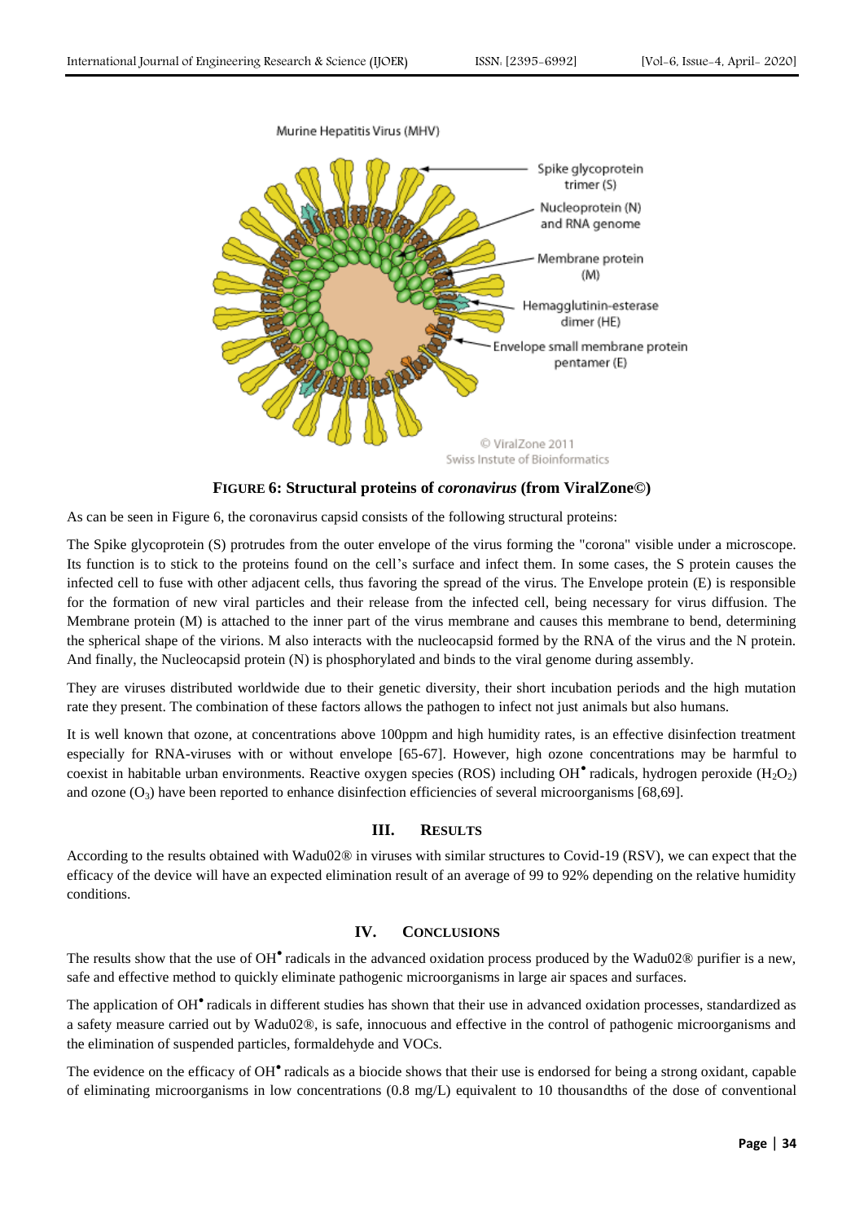**FIGURE 6: Structural proteins of *coronavirus* (from ViralZone©)**

As can be seen in Figure 6, the coronavirus capsid consists of the following structural proteins:

The Spike glycoprotein (S) protrudes from the outer envelope of the virus forming the "corona" visible under a microscope. Its function is to stick to the proteins found on the cell's surface and infect them. In some cases, the S protein causes the infected cell to fuse with other adjacent cells, thus favoring the spread of the virus. The Envelope protein (E) is responsible for the formation of new viral particles and their release from the infected cell, being necessary for virus diffusion. The Membrane protein (M) is attached to the inner part of the virus membrane and causes this membrane to bend, determining the spherical shape of the virions. M also interacts with the nucleocapsid formed by the RNA of the virus and the N protein. And finally, the Nucleocapsid protein (N) is phosphorylated and binds to the viral genome during assembly.

They are viruses distributed worldwide due to their genetic diversity, their short incubation periods and the high mutation rate they present. The combination of these factors allows the pathogen to infect not just animals but also humans.

It is well known that ozone, at concentrations above 100ppm and high humidity rates, is an effective disinfection treatment especially for RNA-viruses with or without envelope [65-67]. However, high ozone concentrations may be harmful to coexist in habitable urban environments. Reactive oxygen species (ROS) including $OH^{\bullet}$ radicals, hydrogen peroxide ($H_2O_2$) and ozone ($O_3$) have been reported to enhance disinfection efficiencies of several microorganisms [68,69].

## III. RESULTS

According to the results obtained with Wadu02® in viruses with similar structures to Covid-19 (RSV), we can expect that the efficacy of the device will have an expected elimination result of an average of 99 to 92% depending on the relative humidity conditions.

## IV. CONCLUSIONS

The results show that the use of $OH^{\bullet}$ radicals in the advanced oxidation process produced by the Wadu02® purifier is a new, safe and effective method to quickly eliminate pathogenic microorganisms in large air spaces and surfaces.

The application of $OH^{\bullet}$ radicals in different studies has shown that their use in advanced oxidation processes, standardized as a safety measure carried out by Wadu02®, is safe, innocuous and effective in the control of pathogenic microorganisms and the elimination of suspended particles, formaldehyde and VOCs.

The evidence on the efficacy of $OH^{\bullet}$ radicals as a biocide shows that their use is endorsed for being a strong oxidant, capable of eliminating microorganisms in low concentrations (0.8 mg/L) equivalent to 10 thousandths of the dose of conventional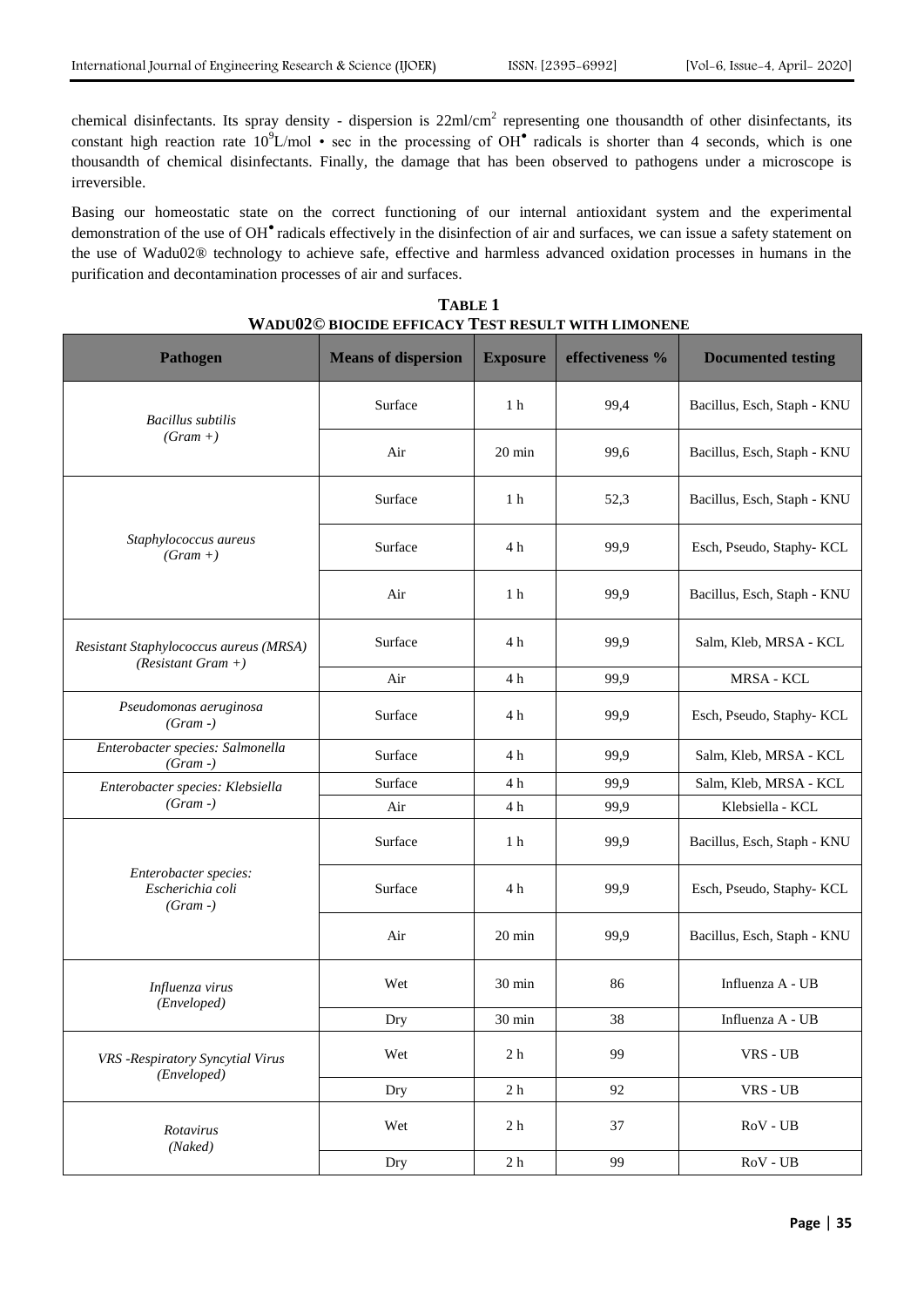chemical disinfectants. Its spray density - dispersion is $22ml/cm^2$ representing one thousandth of other disinfectants, its constant high reaction rate $10^9L/mol \cdot sec$ in the processing of $OH^{\bullet}$ radicals is shorter than 4 seconds, which is one thousandth of chemical disinfectants. Finally, the damage that has been observed to pathogens under a microscope is irreversible.

Basing our homeostatic state on the correct functioning of our internal antioxidant system and the experimental demonstration of the use of $OH^{\bullet}$ radicals effectively in the disinfection of air and surfaces, we can issue a safety statement on the use of Wadu02® technology to achieve safe, effective and harmless advanced oxidation processes in humans in the purification and decontamination processes of air and surfaces.

**TABLE 1**
**WADU02© BIOCIDE EFFICACY TEST RESULT WITH LIMONENE**

| Pathogen | Means of dispersion | Exposure | effectiveness % | Documented testing |
|---|---|---|---|---|
| *Bacillus subtilis (Gram +)* | Surface | 1 h | 99,4 | Bacillus, Esch, Staph - KNU |
| | Air | 20 min | 99,6 | Bacillus, Esch, Staph - KNU |
| *Staphylococcus aureus (Gram +)* | Surface | 1 h | 52,3 | Bacillus, Esch, Staph - KNU |
| | Surface | 4 h | 99,9 | Esch, Pseudo, Staphy- KCL |
| | Air | 1 h | 99,9 | Bacillus, Esch, Staph - KNU |
| *Resistant Staphylococcus aureus (MRSA) (Resistant Gram +)* | Surface | 4 h | 99,9 | Salm, Kleb, MRSA - KCL |
| | Air | 4 h | 99,9 | MRSA - KCL |
| *Pseudomonas aeruginosa (Gram -)* | Surface | 4 h | 99,9 | Esch, Pseudo, Staphy- KCL |
| *Enterobacter species: Salmonella (Gram -)* | Surface | 4 h | 99,9 | Salm, Kleb, MRSA - KCL |
| *Enterobacter species: Klebsiella (Gram -)* | Surface | 4 h | 99,9 | Salm, Kleb, MRSA - KCL |
| | Air | 4 h | 99,9 | Klebsiella - KCL |
| *Enterobacter species: Escherichia coli (Gram -)* | Surface | 1 h | 99,9 | Bacillus, Esch, Staph - KNU |
| | Surface | 4 h | 99,9 | Esch, Pseudo, Staphy- KCL |
| | Air | 20 min | 99,9 | Bacillus, Esch, Staph - KNU |
| *Influenza virus (Enveloped)* | Wet | 30 min | 86 | Influenza A - UB |
| | Dry | 30 min | 38 | Influenza A - UB |
| *VRS -Respiratory Syncytial Virus (Enveloped)* | Wet | 2 h | 99 | VRS - UB |
| | Dry | 2 h | 92 | VRS - UB |
| *Rotavirus (Naked)* | Wet | 2 h | 37 | RoV - UB |
| | Dry | 2 h | 99 | RoV - UB |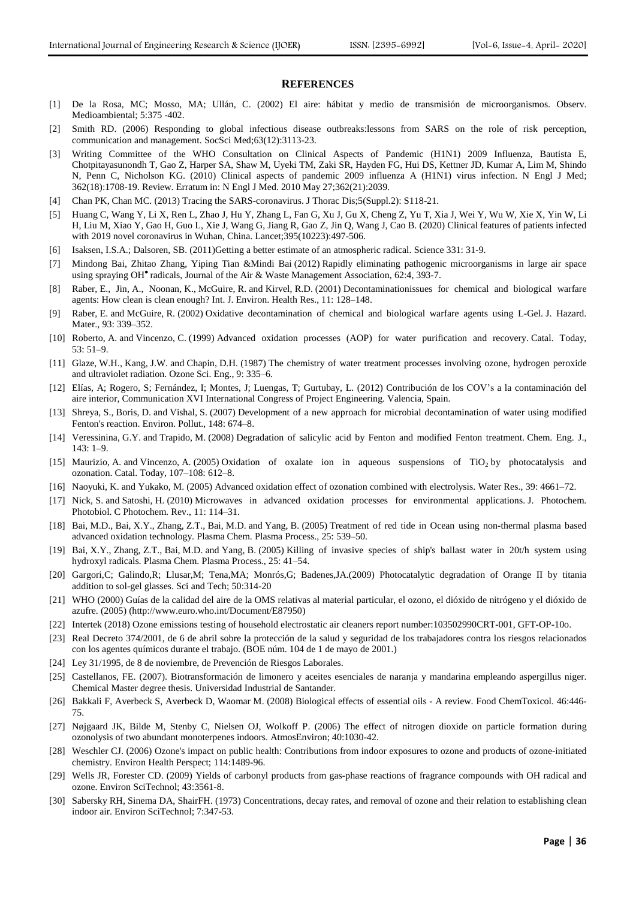## REFERENCES

[1] De la Rosa, MC; Mosso, MA; Ullán, C. (2002) El aire: hábitat y medio de transmisión de microorganismos. Observ. Medioambiental; 5:375 -402.

[2] Smith RD. (2006) Responding to global infectious disease outbreaks:lessons from SARS on the role of risk perception, communication and management. SocSci Med;63(12):3113-23.

[3] Writing Committee of the WHO Consultation on Clinical Aspects of Pandemic (H1N1) 2009 Influenza, Bautista E, Chotpitayasunondh T, Gao Z, Harper SA, Shaw M, Uyeki TM, Zaki SR, Hayden FG, Hui DS, Kettner JD, Kumar A, Lim M, Shindo N, Penn C, Nicholson KG. (2010) Clinical aspects of pandemic 2009 influenza A (H1N1) virus infection. N Engl J Med; 362(18):1708-19. Review. Erratum in: N Engl J Med. 2010 May 27;362(21):2039.

[4] Chan PK, Chan MC. (2013) Tracing the SARS-coronavirus. J Thorac Dis;5(Suppl.2): S118-21.

[5] Huang C, Wang Y, Li X, Ren L, Zhao J, Hu Y, Zhang L, Fan G, Xu J, Gu X, Cheng Z, Yu T, Xia J, Wei Y, Wu W, Xie X, Yin W, Li H, Liu M, Xiao Y, Gao H, Guo L, Xie J, Wang G, Jiang R, Gao Z, Jin Q, Wang J, Cao B. (2020) Clinical features of patients infected with 2019 novel coronavirus in Wuhan, China. Lancet;395(10223):497-506.

[6] Isaksen, I.S.A.; Dalsoren, SB. (2011)Getting a better estimate of an atmospheric radical. Science 331: 31-9.

[7] Mindong Bai, Zhitao Zhang, Yiping Tian &Mindi Bai (2012) Rapidly eliminating pathogenic microorganisms in large air space using spraying OH• radicals, Journal of the Air & Waste Management Association, 62:4, 393-7.

[8] Raber, E., Jin, A., Noonan, K., McGuire, R. and Kirvel, R.D. (2001) Decontaminationissues for chemical and biological warfare agents: How clean is clean enough? Int. J. Environ. Health Res., 11: 128–148.

[9] Raber, E. and McGuire, R. (2002) Oxidative decontamination of chemical and biological warfare agents using L-Gel. J. Hazard. Mater., 93: 339–352.

[10] Roberto, A. and Vincenzo, C. (1999) Advanced oxidation processes (AOP) for water purification and recovery. Catal. Today, 53: 51–9.

[11] Glaze, W.H., Kang, J.W. and Chapin, D.H. (1987) The chemistry of water treatment processes involving ozone, hydrogen peroxide and ultraviolet radiation. Ozone Sci. Eng., 9: 335–6.

[12] Elías, A; Rogero, S; Fernández, I; Montes, J; Luengas, T; Gurtubay, L. (2012) Contribución de los COV's a la contaminación del aire interior, Communication XVI International Congress of Project Engineering. Valencia, Spain.

[13] Shreya, S., Boris, D. and Vishal, S. (2007) Development of a new approach for microbial decontamination of water using modified Fenton's reaction. Environ. Pollut., 148: 674–8.

[14] Veressinina, G.Y. and Trapido, M. (2008) Degradation of salicylic acid by Fenton and modified Fenton treatment. Chem. Eng. J., 143: 1–9.

[15] Maurizio, A. and Vincenzo, A. (2005) Oxidation of oxalate ion in aqueous suspensions of $TiO_2$ by photocatalysis and ozonation. Catal. Today, 107–108: 612–8.

[16] Naoyuki, K. and Yukako, M. (2005) Advanced oxidation effect of ozonation combined with electrolysis. Water Res., 39: 4661–72.

[17] Nick, S. and Satoshi, H. (2010) Microwaves in advanced oxidation processes for environmental applications. J. Photochem. Photobiol. C Photochem. Rev., 11: 114–31.

[18] Bai, M.D., Bai, X.Y., Zhang, Z.T., Bai, M.D. and Yang, B. (2005) Treatment of red tide in Ocean using non-thermal plasma based advanced oxidation technology. Plasma Chem. Plasma Process., 25: 539–50.

[19] Bai, X.Y., Zhang, Z.T., Bai, M.D. and Yang, B. (2005) Killing of invasive species of ship's ballast water in 20t/h system using hydroxyl radicals. Plasma Chem. Plasma Process., 25: 41–54.

[20] Gargori,C; Galindo,R; Llusar,M; Tena,MA; Monrós,G; Badenes,JA.(2009) Photocatalytic degradation of Orange II by titania addition to sol-gel glasses. Sci and Tech; 50:314-20

[21] WHO (2000) Guías de la calidad del aire de la OMS relativas al material particular, el ozono, el dióxido de nitrógeno y el dióxido de azufre. (2005) (http://www.euro.who.int/Document/E87950)

[22] Intertek (2018) Ozone emissions testing of household electrostatic air cleaners report number:103502990CRT-001, GFT-OP-10o.

[23] Real Decreto 374/2001, de 6 de abril sobre la protección de la salud y seguridad de los trabajadores contra los riesgos relacionados con los agentes químicos durante el trabajo. (BOE núm. 104 de 1 de mayo de 2001.)

[24] Ley 31/1995, de 8 de noviembre, de Prevención de Riesgos Laborales.

[25] Castellanos, FE. (2007). Biotransformación de limonero y aceites esenciales de naranja y mandarina empleando aspergillus niger. Chemical Master degree thesis. Universidad Industrial de Santander.

[26] Bakkali F, Averbeck S, Averbeck D, Waomar M. (2008) Biological effects of essential oils - A review. Food ChemToxicol. 46:446-75.

[27] Nøjgaard JK, Bilde M, Stenby C, Nielsen OJ, Wolkoff P. (2006) The effect of nitrogen dioxide on particle formation during ozonolysis of two abundant monoterpenes indoors. AtmosEnviron; 40:1030-42.

[28] Weschler CJ. (2006) Ozone's impact on public health: Contributions from indoor exposures to ozone and products of ozone-initiated chemistry. Environ Health Perspect; 114:1489-96.

[29] Wells JR, Forester CD. (2009) Yields of carbonyl products from gas-phase reactions of fragrance compounds with OH radical and ozone. Environ SciTechnol; 43:3561-8.

[30] Sabersky RH, Sinema DA, ShairFH. (1973) Concentrations, decay rates, and removal of ozone and their relation to establishing clean indoor air. Environ SciTechnol; 7:347-53.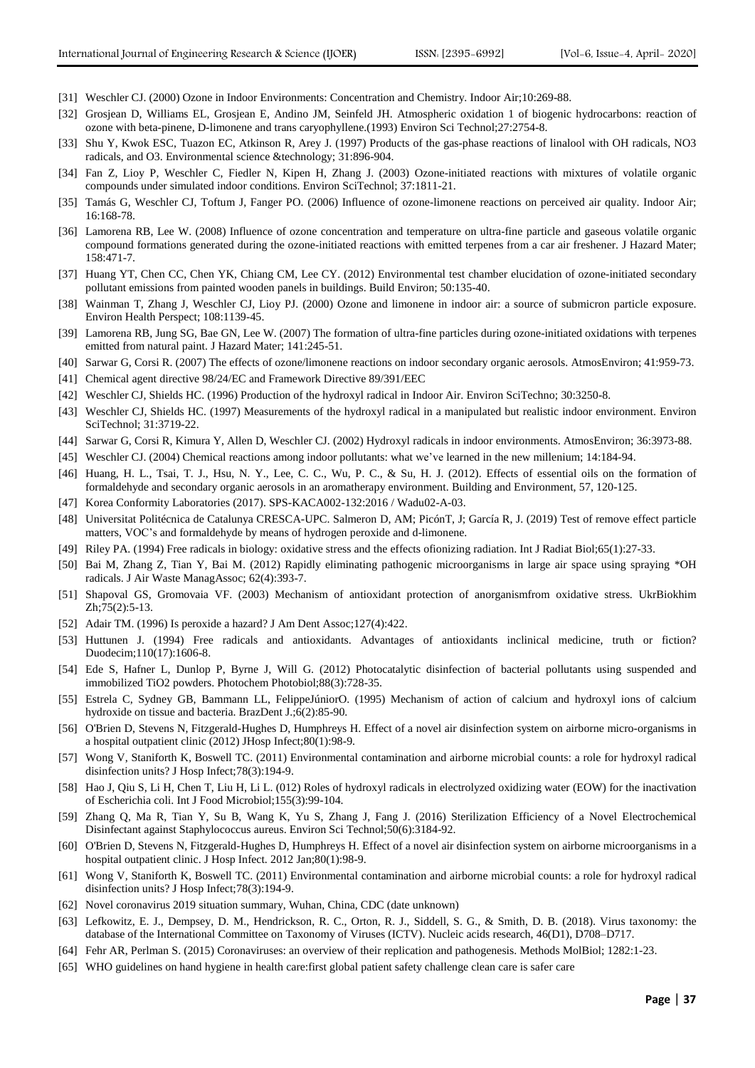[31] Weschler CJ. (2000) Ozone in Indoor Environments: Concentration and Chemistry. Indoor Air;10:269-88.

[32] Grosjean D, Williams EL, Grosjean E, Andino JM, Seinfeld JH. Atmospheric oxidation 1 of biogenic hydrocarbons: reaction of ozone with beta-pinene, D-limonene and trans caryophyllene.(1993) Environ Sci Technol;27:2754-8.

[33] Shu Y, Kwok ESC, Tuazon EC, Atkinson R, Arey J. (1997) Products of the gas-phase reactions of linalool with OH radicals, NO3 radicals, and O3. Environmental science &technology; 31:896-904.

[34] Fan Z, Lioy P, Weschler C, Fiedler N, Kipen H, Zhang J. (2003) Ozone-initiated reactions with mixtures of volatile organic compounds under simulated indoor conditions. Environ SciTechnol; 37:1811-21.

[35] Tamás G, Weschler CJ, Toftum J, Fanger PO. (2006) Influence of ozone-limonene reactions on perceived air quality. Indoor Air; 16:168-78.

[36] Lamorena RB, Lee W. (2008) Influence of ozone concentration and temperature on ultra-fine particle and gaseous volatile organic compound formations generated during the ozone-initiated reactions with emitted terpenes from a car air freshener. J Hazard Mater; 158:471-7.

[37] Huang YT, Chen CC, Chen YK, Chiang CM, Lee CY. (2012) Environmental test chamber elucidation of ozone-initiated secondary pollutant emissions from painted wooden panels in buildings. Build Environ; 50:135-40.

[38] Wainman T, Zhang J, Weschler CJ, Lioy PJ. (2000) Ozone and limonene in indoor air: a source of submicron particle exposure. Environ Health Perspect; 108:1139-45.

[39] Lamorena RB, Jung SG, Bae GN, Lee W. (2007) The formation of ultra-fine particles during ozone-initiated oxidations with terpenes emitted from natural paint. J Hazard Mater; 141:245-51.

[40] Sarwar G, Corsi R. (2007) The effects of ozone/limonene reactions on indoor secondary organic aerosols. AtmosEnviron; 41:959-73.

[41] Chemical agent directive 98/24/EC and Framework Directive 89/391/EEC

[42] Weschler CJ, Shields HC. (1996) Production of the hydroxyl radical in Indoor Air. Environ SciTechno; 30:3250-8.

[43] Weschler CJ, Shields HC. (1997) Measurements of the hydroxyl radical in a manipulated but realistic indoor environment. Environ SciTechnol; 31:3719-22.

[44] Sarwar G, Corsi R, Kimura Y, Allen D, Weschler CJ. (2002) Hydroxyl radicals in indoor environments. AtmosEnviron; 36:3973-88.

[45] Weschler CJ. (2004) Chemical reactions among indoor pollutants: what we've learned in the new millenium; 14:184-94.

[46] Huang, H. L., Tsai, T. J., Hsu, N. Y., Lee, C. C., Wu, P. C., & Su, H. J. (2012). Effects of essential oils on the formation of formaldehyde and secondary organic aerosols in an aromatherapy environment. Building and Environment, 57, 120-125.

[47] Korea Conformity Laboratories (2017). SPS-KACA002-132:2016 / Wadu02-A-03.

[48] Universitat Politécnica de Catalunya CRESCA-UPC. Salmeron D, AM; PicónT, J; García R, J. (2019) Test of remove effect particle matters, VOC's and formaldehyde by means of hydrogen peroxide and d-limonene.

[49] Riley PA. (1994) Free radicals in biology: oxidative stress and the effects ofionizing radiation. Int J Radiat Biol;65(1):27-33.

[50] Bai M, Zhang Z, Tian Y, Bai M. (2012) Rapidly eliminating pathogenic microorganisms in large air space using spraying *OH radicals. J Air Waste ManagAssoc; 62(4):393-7.

[51] Shapoval GS, Gromovaia VF. (2003) Mechanism of antioxidant protection of anorganismfrom oxidative stress. UkrBiokhim Zh;75(2):5-13.

[52] Adair TM. (1996) Is peroxide a hazard? J Am Dent Assoc;127(4):422.

[53] Huttunen J. (1994) Free radicals and antioxidants. Advantages of antioxidants inclinical medicine, truth or fiction? Duodecim;110(17):1606-8.

[54] Ede S, Hafner L, Dunlop P, Byrne J, Will G. (2012) Photocatalytic disinfection of bacterial pollutants using suspended and immobilized TiO2 powders. Photochem Photobiol;88(3):728-35.

[55] Estrela C, Sydney GB, Bammann LL, FelippeJúniorO. (1995) Mechanism of action of calcium and hydroxyl ions of calcium hydroxide on tissue and bacteria. BrazDent J.;6(2):85-90.

[56] O'Brien D, Stevens N, Fitzgerald-Hughes D, Humphreys H. Effect of a novel air disinfection system on airborne micro-organisms in a hospital outpatient clinic (2012) JHosp Infect;80(1):98-9.

[57] Wong V, Staniforth K, Boswell TC. (2011) Environmental contamination and airborne microbial counts: a role for hydroxyl radical disinfection units? J Hosp Infect;78(3):194-9.

[58] Hao J, Qiu S, Li H, Chen T, Liu H, Li L. (012) Roles of hydroxyl radicals in electrolyzed oxidizing water (EOW) for the inactivation of Escherichia coli. Int J Food Microbiol;155(3):99-104.

[59] Zhang Q, Ma R, Tian Y, Su B, Wang K, Yu S, Zhang J, Fang J. (2016) Sterilization Efficiency of a Novel Electrochemical Disinfectant against Staphylococcus aureus. Environ Sci Technol;50(6):3184-92.

[60] O'Brien D, Stevens N, Fitzgerald-Hughes D, Humphreys H. Effect of a novel air disinfection system on airborne microorganisms in a hospital outpatient clinic. J Hosp Infect. 2012 Jan;80(1):98-9.

[61] Wong V, Staniforth K, Boswell TC. (2011) Environmental contamination and airborne microbial counts: a role for hydroxyl radical disinfection units? J Hosp Infect;78(3):194-9.

[62] Novel coronavirus 2019 situation summary, Wuhan, China, CDC (date unknown)

[63] Lefkowitz, E. J., Dempsey, D. M., Hendrickson, R. C., Orton, R. J., Siddell, S. G., & Smith, D. B. (2018). Virus taxonomy: the database of the International Committee on Taxonomy of Viruses (ICTV). Nucleic acids research, 46(D1), D708–D717.

[64] Fehr AR, Perlman S. (2015) Coronaviruses: an overview of their replication and pathogenesis. Methods MolBiol; 1282:1-23.

[65] WHO guidelines on hand hygiene in health care:first global patient safety challenge clean care is safer care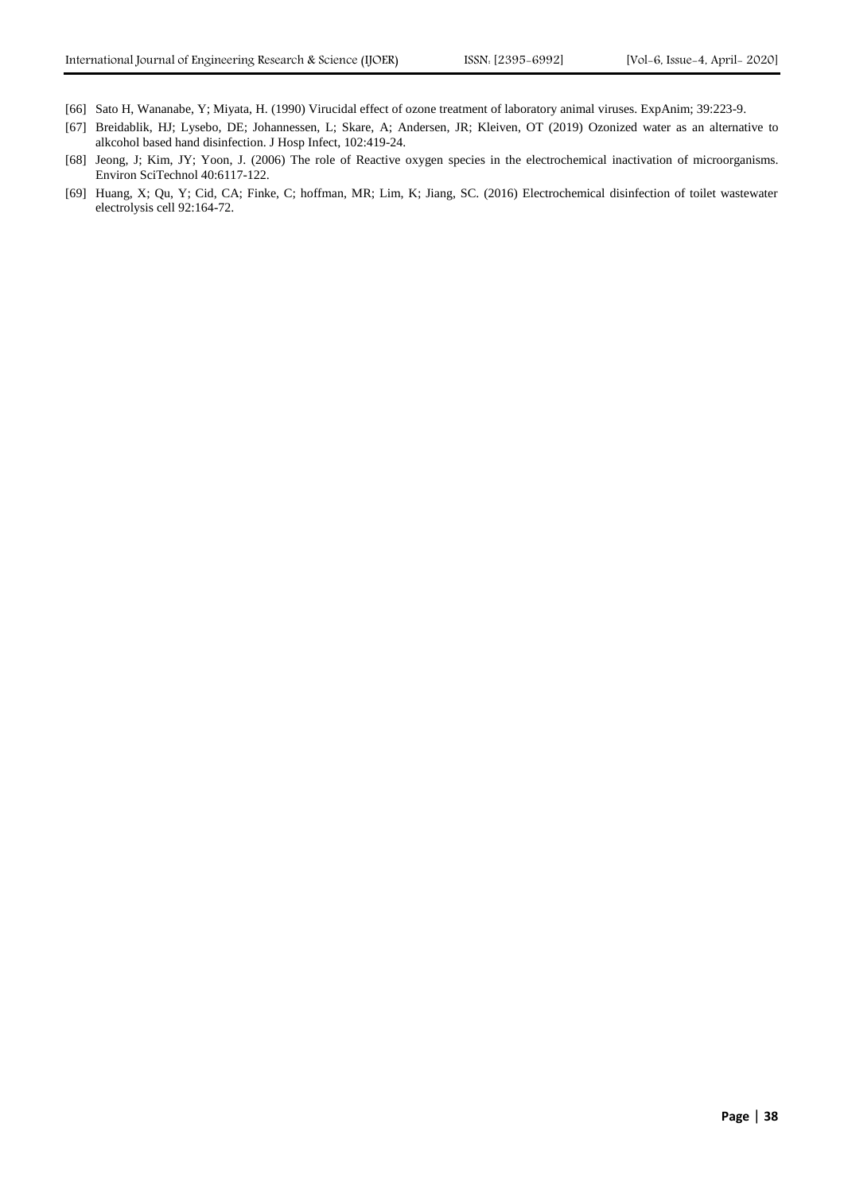[66] Sato H, Wananabe, Y; Miyata, H. (1990) Virucidal effect of ozone treatment of laboratory animal viruses. ExpAnim; 39:223-9.

[67] Breidablik, HJ; Lysebo, DE; Johannessen, L; Skare, A; Andersen, JR; Kleiven, OT (2019) Ozonized water as an alternative to alkcohol based hand disinfection. J Hosp Infect, 102:419-24.

[68] Jeong, J; Kim, JY; Yoon, J. (2006) The role of Reactive oxygen species in the electrochemical inactivation of microorganisms. Environ SciTechnol 40:6117-122.

[69] Huang, X; Qu, Y; Cid, CA; Finke, C; hoffman, MR; Lim, K; Jiang, SC. (2016) Electrochemical disinfection of toilet wastewater electrolysis cell 92:164-72.